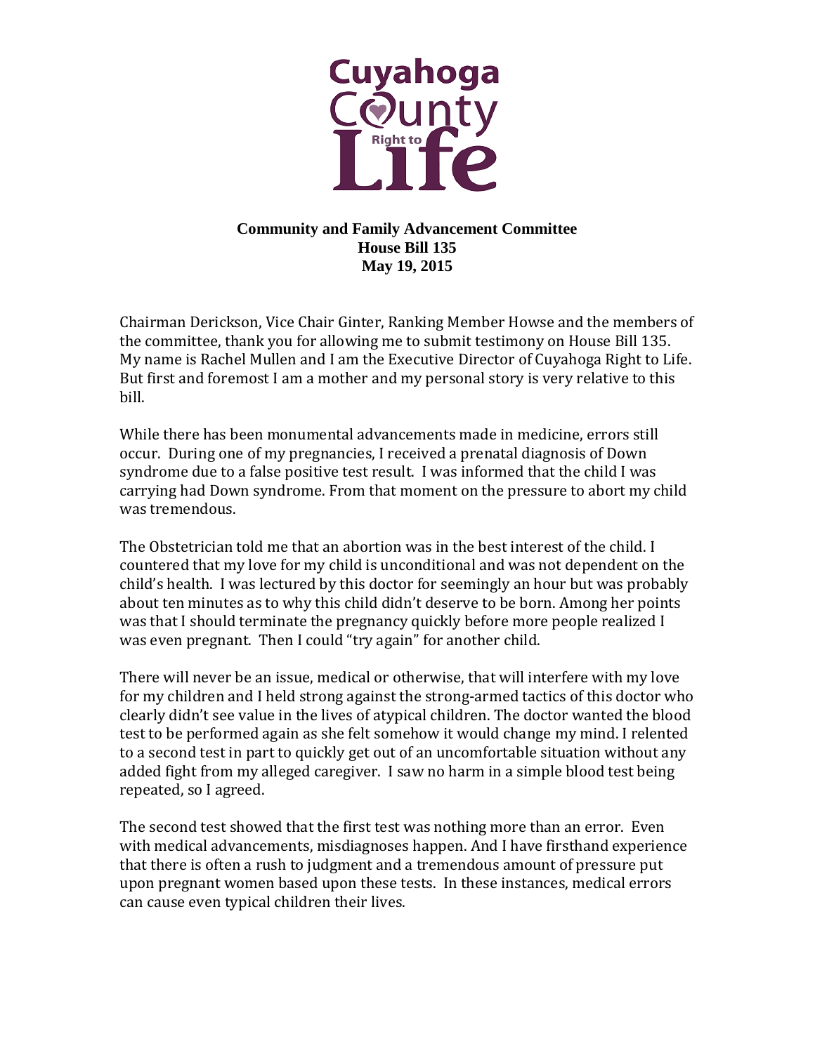Cuyahoga County Right to Life

**Community and Family Advancement Committee**
**House Bill 135**
**May 19, 2015**

Chairman Derickson, Vice Chair Ginter, Ranking Member Howse and the members of the committee, thank you for allowing me to submit testimony on House Bill 135. My name is Rachel Mullen and I am the Executive Director of Cuyahoga Right to Life. But first and foremost I am a mother and my personal story is very relative to this bill.

While there has been monumental advancements made in medicine, errors still occur. During one of my pregnancies, I received a prenatal diagnosis of Down syndrome due to a false positive test result. I was informed that the child I was carrying had Down syndrome. From that moment on the pressure to abort my child was tremendous.

The Obstetrician told me that an abortion was in the best interest of the child. I countered that my love for my child is unconditional and was not dependent on the child's health. I was lectured by this doctor for seemingly an hour but was probably about ten minutes as to why this child didn't deserve to be born. Among her points was that I should terminate the pregnancy quickly before more people realized I was even pregnant. Then I could "try again" for another child.

There will never be an issue, medical or otherwise, that will interfere with my love for my children and I held strong against the strong-armed tactics of this doctor who clearly didn't see value in the lives of atypical children. The doctor wanted the blood test to be performed again as she felt somehow it would change my mind. I relented to a second test in part to quickly get out of an uncomfortable situation without any added fight from my alleged caregiver. I saw no harm in a simple blood test being repeated, so I agreed.

The second test showed that the first test was nothing more than an error. Even with medical advancements, misdiagnoses happen. And I have firsthand experience that there is often a rush to judgment and a tremendous amount of pressure put upon pregnant women based upon these tests. In these instances, medical errors can cause even typical children their lives.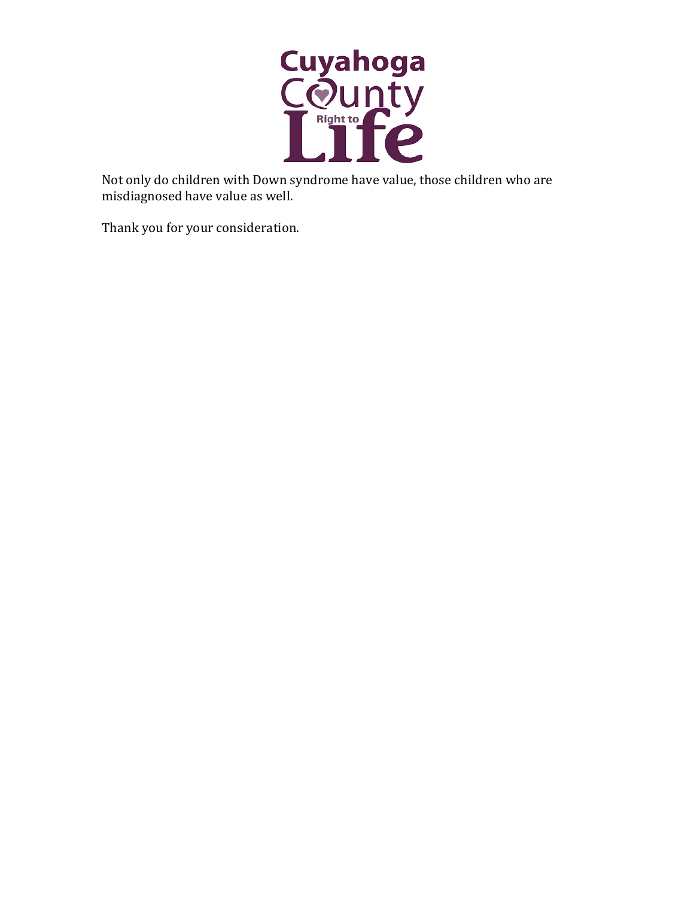Not only do children with Down syndrome have value, those children who are misdiagnosed have value as well.

Thank you for your consideration.